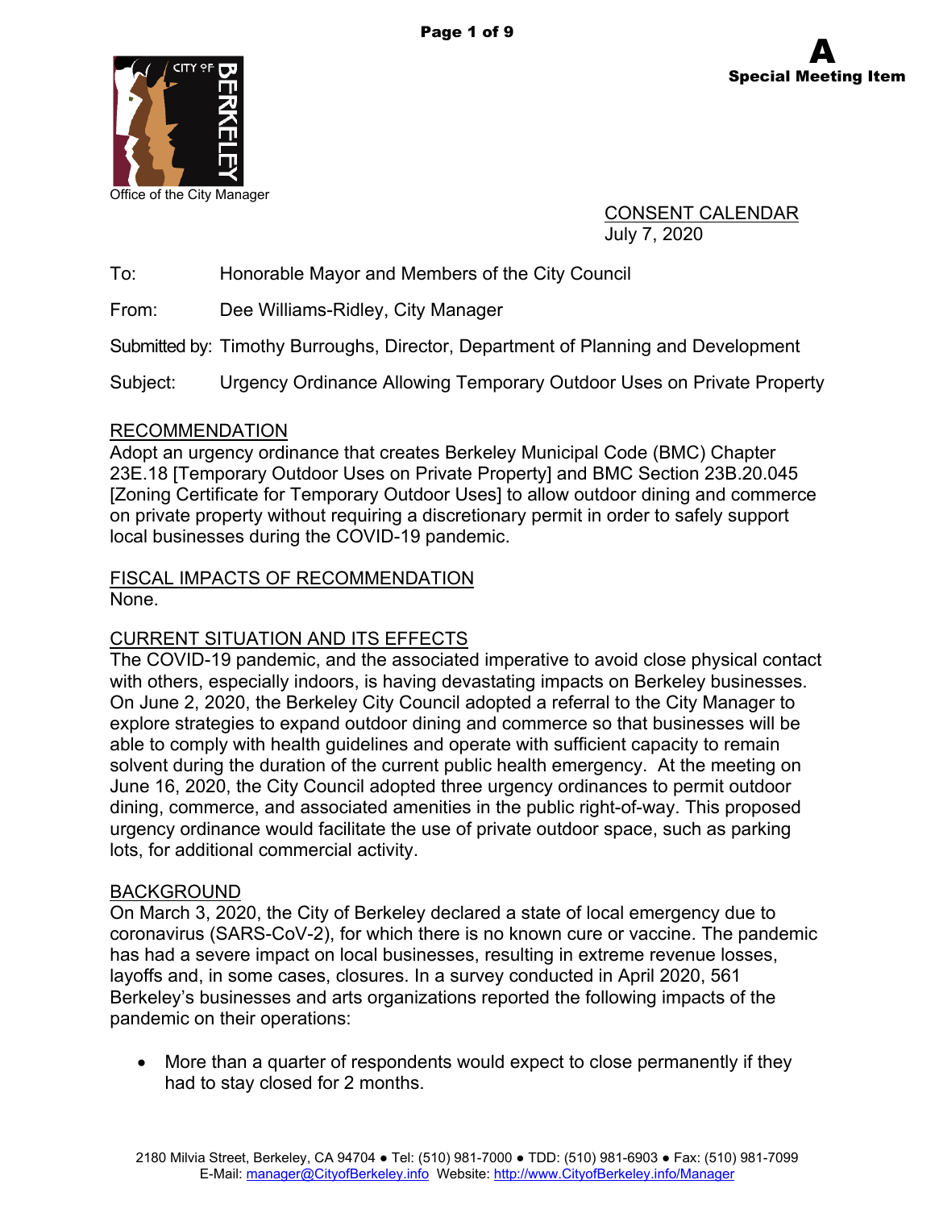**A**
**Special Meeting Item**

Office of the City Manager

CONSENT CALENDAR
July 7, 2020

To: Honorable Mayor and Members of the City Council

From: Dee Williams-Ridley, City Manager

Submitted by: Timothy Burroughs, Director, Department of Planning and Development

Subject: Urgency Ordinance Allowing Temporary Outdoor Uses on Private Property

## RECOMMENDATION

Adopt an urgency ordinance that creates Berkeley Municipal Code (BMC) Chapter 23E.18 [Temporary Outdoor Uses on Private Property] and BMC Section 23B.20.045 [Zoning Certificate for Temporary Outdoor Uses] to allow outdoor dining and commerce on private property without requiring a discretionary permit in order to safely support local businesses during the COVID-19 pandemic.

## FISCAL IMPACTS OF RECOMMENDATION

None.

## CURRENT SITUATION AND ITS EFFECTS

The COVID-19 pandemic, and the associated imperative to avoid close physical contact with others, especially indoors, is having devastating impacts on Berkeley businesses. On June 2, 2020, the Berkeley City Council adopted a referral to the City Manager to explore strategies to expand outdoor dining and commerce so that businesses will be able to comply with health guidelines and operate with sufficient capacity to remain solvent during the duration of the current public health emergency. At the meeting on June 16, 2020, the City Council adopted three urgency ordinances to permit outdoor dining, commerce, and associated amenities in the public right-of-way. This proposed urgency ordinance would facilitate the use of private outdoor space, such as parking lots, for additional commercial activity.

## BACKGROUND

On March 3, 2020, the City of Berkeley declared a state of local emergency due to coronavirus (SARS-CoV-2), for which there is no known cure or vaccine. The pandemic has had a severe impact on local businesses, resulting in extreme revenue losses, layoffs and, in some cases, closures. In a survey conducted in April 2020, 561 Berkeley's businesses and arts organizations reported the following impacts of the pandemic on their operations:

- More than a quarter of respondents would expect to close permanently if they had to stay closed for 2 months.

2180 Milvia Street, Berkeley, CA 94704 ● Tel: (510) 981-7000 ● TDD: (510) 981-6903 ● Fax: (510) 981-7099
E-Mail: manager@CityofBerkeley.info Website: http://www.CityofBerkeley.info/Manager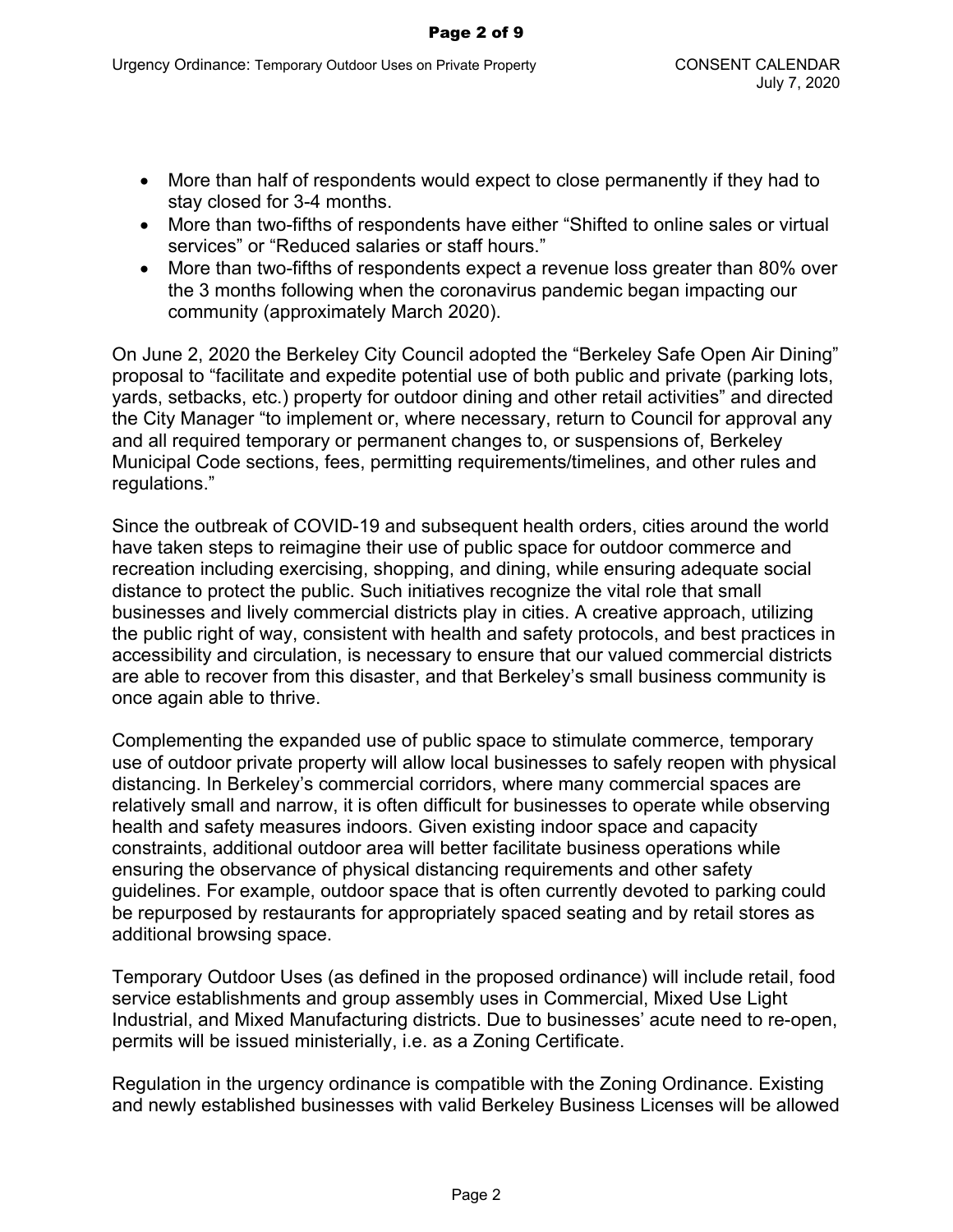- More than half of respondents would expect to close permanently if they had to stay closed for 3-4 months.
- More than two-fifths of respondents have either "Shifted to online sales or virtual services" or "Reduced salaries or staff hours."
- More than two-fifths of respondents expect a revenue loss greater than 80% over the 3 months following when the coronavirus pandemic began impacting our community (approximately March 2020).

On June 2, 2020 the Berkeley City Council adopted the "Berkeley Safe Open Air Dining" proposal to "facilitate and expedite potential use of both public and private (parking lots, yards, setbacks, etc.) property for outdoor dining and other retail activities" and directed the City Manager "to implement or, where necessary, return to Council for approval any and all required temporary or permanent changes to, or suspensions of, Berkeley Municipal Code sections, fees, permitting requirements/timelines, and other rules and regulations."

Since the outbreak of COVID-19 and subsequent health orders, cities around the world have taken steps to reimagine their use of public space for outdoor commerce and recreation including exercising, shopping, and dining, while ensuring adequate social distance to protect the public. Such initiatives recognize the vital role that small businesses and lively commercial districts play in cities. A creative approach, utilizing the public right of way, consistent with health and safety protocols, and best practices in accessibility and circulation, is necessary to ensure that our valued commercial districts are able to recover from this disaster, and that Berkeley's small business community is once again able to thrive.

Complementing the expanded use of public space to stimulate commerce, temporary use of outdoor private property will allow local businesses to safely reopen with physical distancing. In Berkeley's commercial corridors, where many commercial spaces are relatively small and narrow, it is often difficult for businesses to operate while observing health and safety measures indoors. Given existing indoor space and capacity constraints, additional outdoor area will better facilitate business operations while ensuring the observance of physical distancing requirements and other safety guidelines. For example, outdoor space that is often currently devoted to parking could be repurposed by restaurants for appropriately spaced seating and by retail stores as additional browsing space.

Temporary Outdoor Uses (as defined in the proposed ordinance) will include retail, food service establishments and group assembly uses in Commercial, Mixed Use Light Industrial, and Mixed Manufacturing districts. Due to businesses' acute need to re-open, permits will be issued ministerially, i.e. as a Zoning Certificate.

Regulation in the urgency ordinance is compatible with the Zoning Ordinance. Existing and newly established businesses with valid Berkeley Business Licenses will be allowed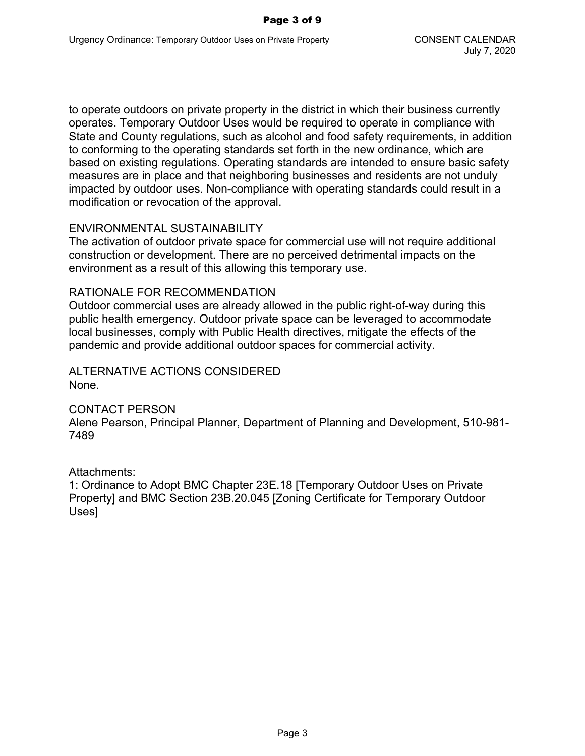to operate outdoors on private property in the district in which their business currently operates. Temporary Outdoor Uses would be required to operate in compliance with State and County regulations, such as alcohol and food safety requirements, in addition to conforming to the operating standards set forth in the new ordinance, which are based on existing regulations. Operating standards are intended to ensure basic safety measures are in place and that neighboring businesses and residents are not unduly impacted by outdoor uses. Non-compliance with operating standards could result in a modification or revocation of the approval.

## ENVIRONMENTAL SUSTAINABILITY

The activation of outdoor private space for commercial use will not require additional construction or development. There are no perceived detrimental impacts on the environment as a result of this allowing this temporary use.

## RATIONALE FOR RECOMMENDATION

Outdoor commercial uses are already allowed in the public right-of-way during this public health emergency. Outdoor private space can be leveraged to accommodate local businesses, comply with Public Health directives, mitigate the effects of the pandemic and provide additional outdoor spaces for commercial activity.

## ALTERNATIVE ACTIONS CONSIDERED

None.

## CONTACT PERSON

Alene Pearson, Principal Planner, Department of Planning and Development, 510-981-7489

Attachments:
1: Ordinance to Adopt BMC Chapter 23E.18 [Temporary Outdoor Uses on Private Property] and BMC Section 23B.20.045 [Zoning Certificate for Temporary Outdoor Uses]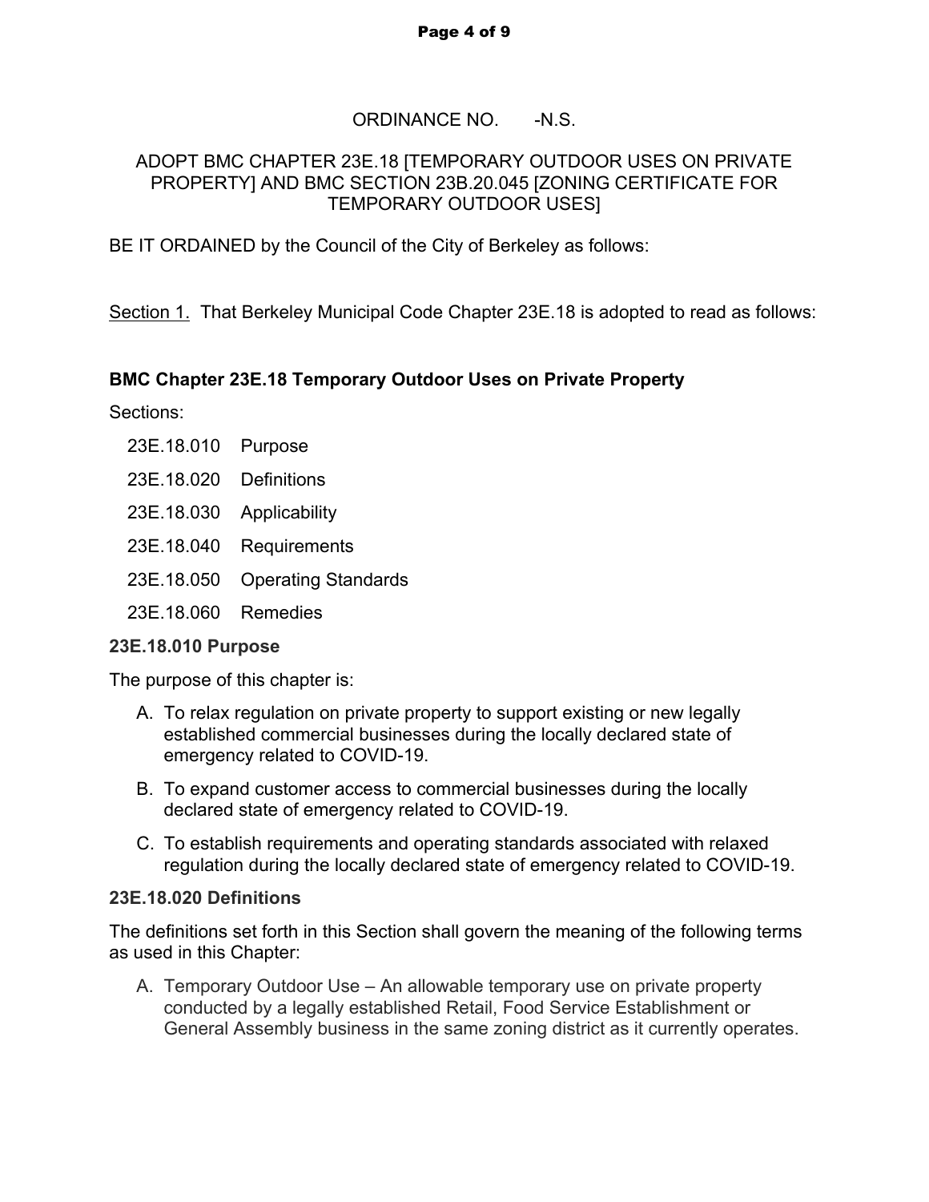ORDINANCE NO. -N.S.

ADOPT BMC CHAPTER 23E.18 [TEMPORARY OUTDOOR USES ON PRIVATE PROPERTY] AND BMC SECTION 23B.20.045 [ZONING CERTIFICATE FOR TEMPORARY OUTDOOR USES]

BE IT ORDAINED by the Council of the City of Berkeley as follows:

Section 1. That Berkeley Municipal Code Chapter 23E.18 is adopted to read as follows:

**BMC Chapter 23E.18 Temporary Outdoor Uses on Private Property**

Sections:

- 23E.18.010 Purpose
- 23E.18.020 Definitions
- 23E.18.030 Applicability
- 23E.18.040 Requirements
- 23E.18.050 Operating Standards
- 23E.18.060 Remedies

**23E.18.010 Purpose**

The purpose of this chapter is:

A. To relax regulation on private property to support existing or new legally established commercial businesses during the locally declared state of emergency related to COVID-19.

B. To expand customer access to commercial businesses during the locally declared state of emergency related to COVID-19.

C. To establish requirements and operating standards associated with relaxed regulation during the locally declared state of emergency related to COVID-19.

**23E.18.020 Definitions**

The definitions set forth in this Section shall govern the meaning of the following terms as used in this Chapter:

A. Temporary Outdoor Use – An allowable temporary use on private property conducted by a legally established Retail, Food Service Establishment or General Assembly business in the same zoning district as it currently operates.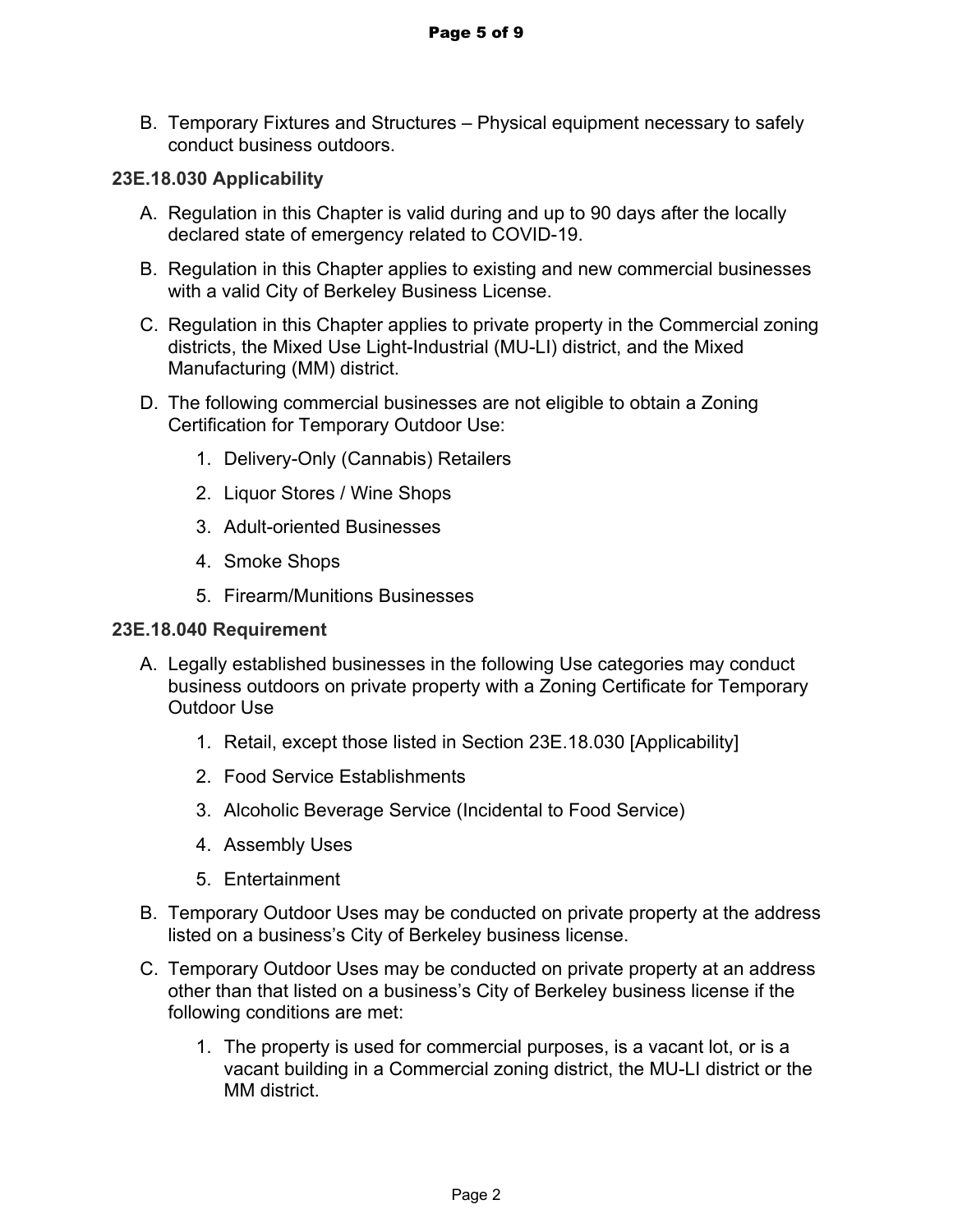B. Temporary Fixtures and Structures – Physical equipment necessary to safely conduct business outdoors.

**23E.18.030 Applicability**

A. Regulation in this Chapter is valid during and up to 90 days after the locally declared state of emergency related to COVID-19.

B. Regulation in this Chapter applies to existing and new commercial businesses with a valid City of Berkeley Business License.

C. Regulation in this Chapter applies to private property in the Commercial zoning districts, the Mixed Use Light-Industrial (MU-LI) district, and the Mixed Manufacturing (MM) district.

D. The following commercial businesses are not eligible to obtain a Zoning Certification for Temporary Outdoor Use:

1. Delivery-Only (Cannabis) Retailers
2. Liquor Stores / Wine Shops
3. Adult-oriented Businesses
4. Smoke Shops
5. Firearm/Munitions Businesses

**23E.18.040 Requirement**

A. Legally established businesses in the following Use categories may conduct business outdoors on private property with a Zoning Certificate for Temporary Outdoor Use

1. Retail, except those listed in Section 23E.18.030 [Applicability]
2. Food Service Establishments
3. Alcoholic Beverage Service (Incidental to Food Service)
4. Assembly Uses
5. Entertainment

B. Temporary Outdoor Uses may be conducted on private property at the address listed on a business's City of Berkeley business license.

C. Temporary Outdoor Uses may be conducted on private property at an address other than that listed on a business's City of Berkeley business license if the following conditions are met:

1. The property is used for commercial purposes, is a vacant lot, or is a vacant building in a Commercial zoning district, the MU-LI district or the MM district.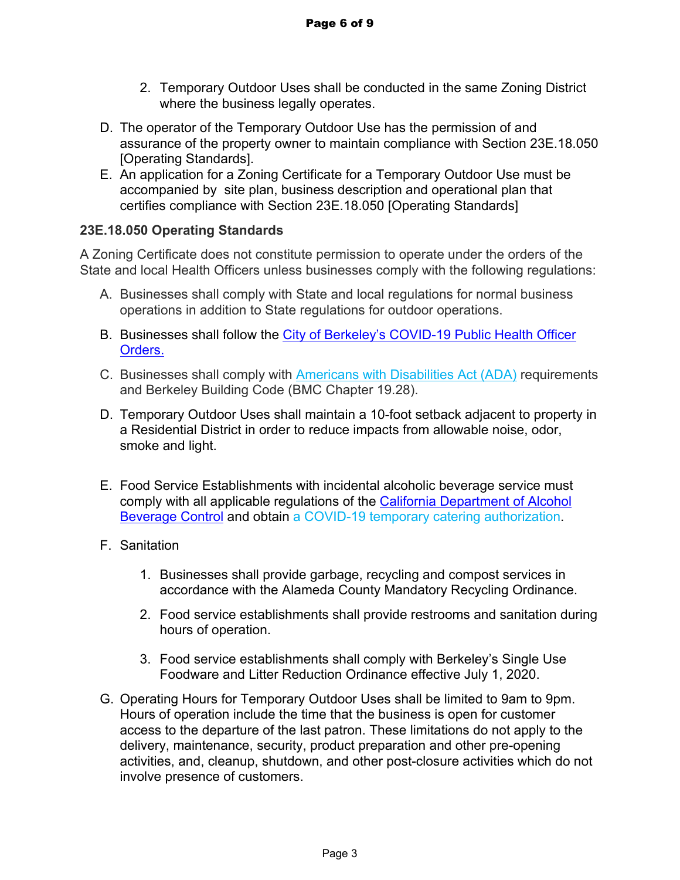2. Temporary Outdoor Uses shall be conducted in the same Zoning District where the business legally operates.

D. The operator of the Temporary Outdoor Use has the permission of and assurance of the property owner to maintain compliance with Section 23E.18.050 [Operating Standards].

E. An application for a Zoning Certificate for a Temporary Outdoor Use must be accompanied by site plan, business description and operational plan that certifies compliance with Section 23E.18.050 [Operating Standards]

### 23E.18.050 Operating Standards

A Zoning Certificate does not constitute permission to operate under the orders of the State and local Health Officers unless businesses comply with the following regulations:

A. Businesses shall comply with State and local regulations for normal business operations in addition to State regulations for outdoor operations.

B. Businesses shall follow the City of Berkeley's COVID-19 Public Health Officer Orders.

C. Businesses shall comply with Americans with Disabilities Act (ADA) requirements and Berkeley Building Code (BMC Chapter 19.28).

D. Temporary Outdoor Uses shall maintain a 10-foot setback adjacent to property in a Residential District in order to reduce impacts from allowable noise, odor, smoke and light.

E. Food Service Establishments with incidental alcoholic beverage service must comply with all applicable regulations of the California Department of Alcohol Beverage Control and obtain a COVID-19 temporary catering authorization.

F. Sanitation

1. Businesses shall provide garbage, recycling and compost services in accordance with the Alameda County Mandatory Recycling Ordinance.

2. Food service establishments shall provide restrooms and sanitation during hours of operation.

3. Food service establishments shall comply with Berkeley's Single Use Foodware and Litter Reduction Ordinance effective July 1, 2020.

G. Operating Hours for Temporary Outdoor Uses shall be limited to 9am to 9pm. Hours of operation include the time that the business is open for customer access to the departure of the last patron. These limitations do not apply to the delivery, maintenance, security, product preparation and other pre-opening activities, and, cleanup, shutdown, and other post-closure activities which do not involve presence of customers.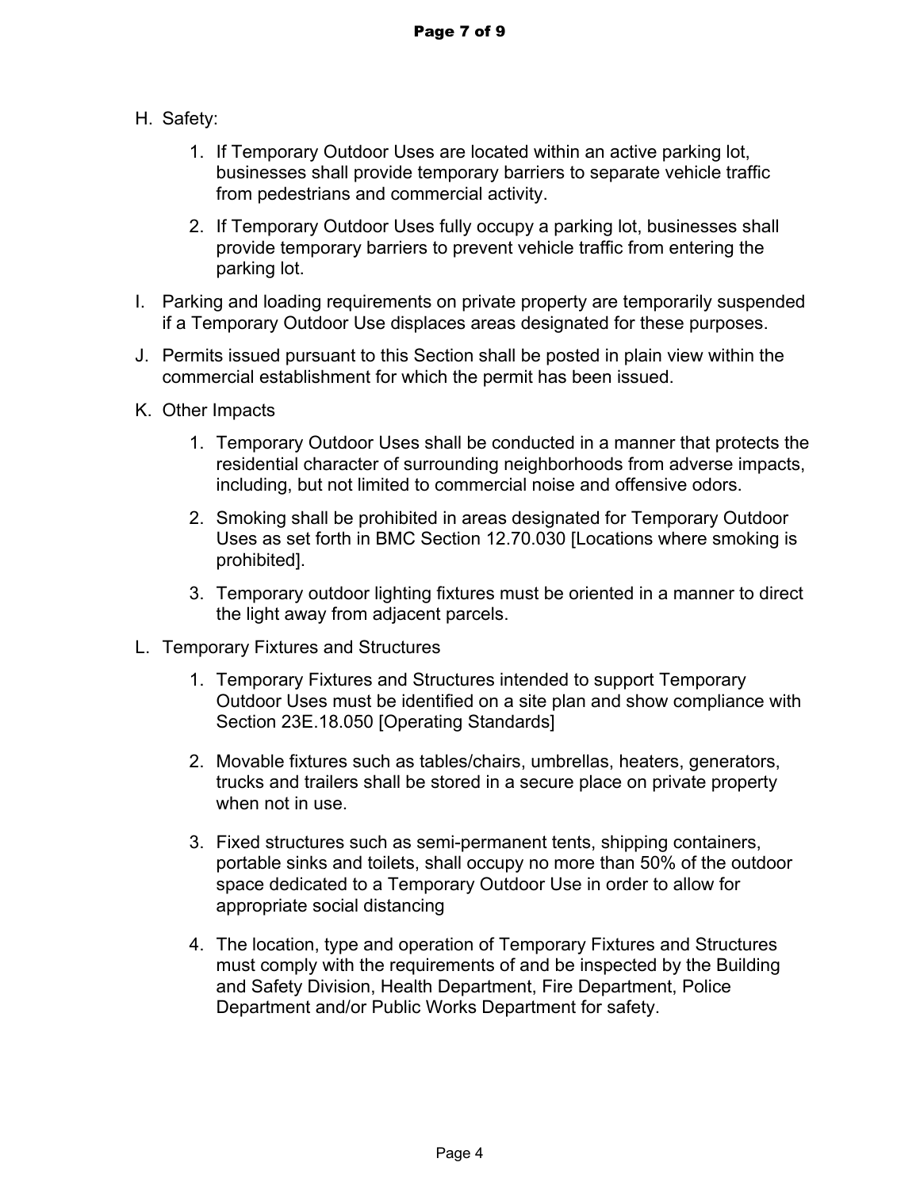H. Safety:

    1. If Temporary Outdoor Uses are located within an active parking lot, businesses shall provide temporary barriers to separate vehicle traffic from pedestrians and commercial activity.

    2. If Temporary Outdoor Uses fully occupy a parking lot, businesses shall provide temporary barriers to prevent vehicle traffic from entering the parking lot.

I. Parking and loading requirements on private property are temporarily suspended if a Temporary Outdoor Use displaces areas designated for these purposes.

J. Permits issued pursuant to this Section shall be posted in plain view within the commercial establishment for which the permit has been issued.

K. Other Impacts

    1. Temporary Outdoor Uses shall be conducted in a manner that protects the residential character of surrounding neighborhoods from adverse impacts, including, but not limited to commercial noise and offensive odors.

    2. Smoking shall be prohibited in areas designated for Temporary Outdoor Uses as set forth in BMC Section 12.70.030 [Locations where smoking is prohibited].

    3. Temporary outdoor lighting fixtures must be oriented in a manner to direct the light away from adjacent parcels.

L. Temporary Fixtures and Structures

    1. Temporary Fixtures and Structures intended to support Temporary Outdoor Uses must be identified on a site plan and show compliance with Section 23E.18.050 [Operating Standards]

    2. Movable fixtures such as tables/chairs, umbrellas, heaters, generators, trucks and trailers shall be stored in a secure place on private property when not in use.

    3. Fixed structures such as semi-permanent tents, shipping containers, portable sinks and toilets, shall occupy no more than 50% of the outdoor space dedicated to a Temporary Outdoor Use in order to allow for appropriate social distancing

    4. The location, type and operation of Temporary Fixtures and Structures must comply with the requirements of and be inspected by the Building and Safety Division, Health Department, Fire Department, Police Department and/or Public Works Department for safety.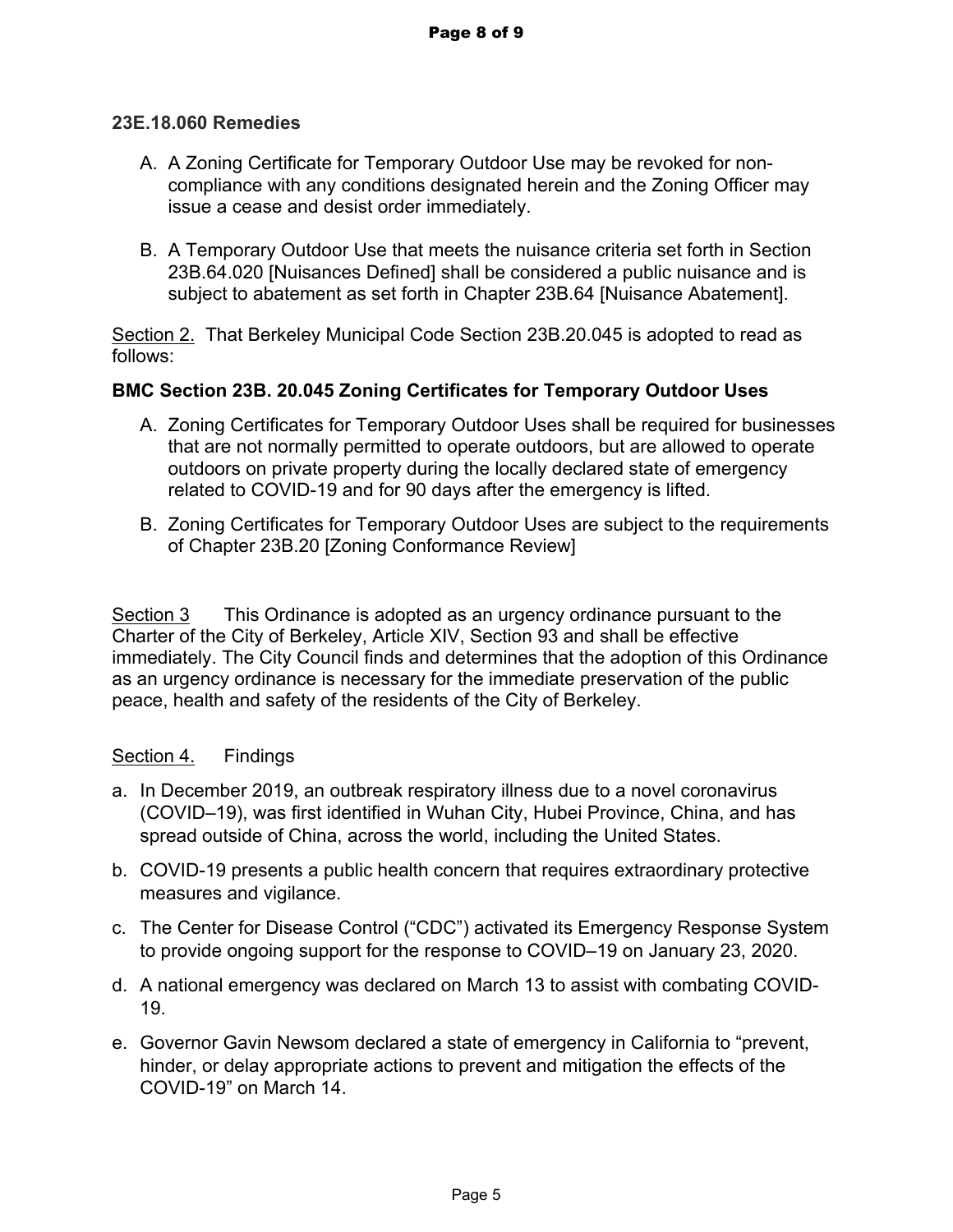**23E.18.060 Remedies**

A. A Zoning Certificate for Temporary Outdoor Use may be revoked for non-compliance with any conditions designated herein and the Zoning Officer may issue a cease and desist order immediately.

B. A Temporary Outdoor Use that meets the nuisance criteria set forth in Section 23B.64.020 [Nuisances Defined] shall be considered a public nuisance and is subject to abatement as set forth in Chapter 23B.64 [Nuisance Abatement].

Section 2. That Berkeley Municipal Code Section 23B.20.045 is adopted to read as follows:

**BMC Section 23B. 20.045 Zoning Certificates for Temporary Outdoor Uses**

A. Zoning Certificates for Temporary Outdoor Uses shall be required for businesses that are not normally permitted to operate outdoors, but are allowed to operate outdoors on private property during the locally declared state of emergency related to COVID-19 and for 90 days after the emergency is lifted.

B. Zoning Certificates for Temporary Outdoor Uses are subject to the requirements of Chapter 23B.20 [Zoning Conformance Review]

Section 3 This Ordinance is adopted as an urgency ordinance pursuant to the Charter of the City of Berkeley, Article XIV, Section 93 and shall be effective immediately. The City Council finds and determines that the adoption of this Ordinance as an urgency ordinance is necessary for the immediate preservation of the public peace, health and safety of the residents of the City of Berkeley.

Section 4. Findings

a. In December 2019, an outbreak respiratory illness due to a novel coronavirus (COVID–19), was first identified in Wuhan City, Hubei Province, China, and has spread outside of China, across the world, including the United States.

b. COVID-19 presents a public health concern that requires extraordinary protective measures and vigilance.

c. The Center for Disease Control ("CDC") activated its Emergency Response System to provide ongoing support for the response to COVID–19 on January 23, 2020.

d. A national emergency was declared on March 13 to assist with combating COVID-19.

e. Governor Gavin Newsom declared a state of emergency in California to "prevent, hinder, or delay appropriate actions to prevent and mitigation the effects of the COVID-19" on March 14.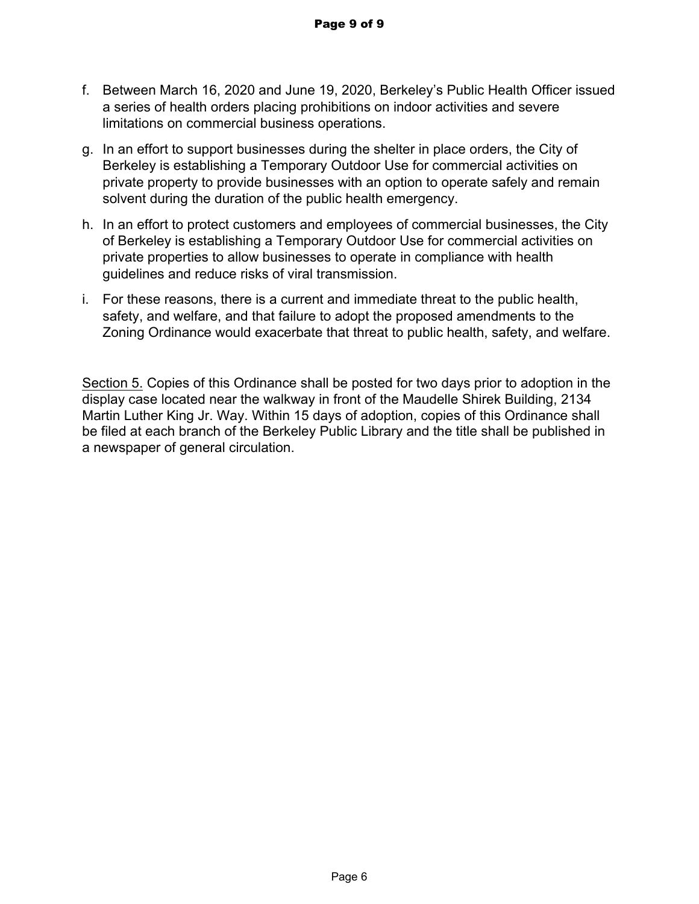f. Between March 16, 2020 and June 19, 2020, Berkeley's Public Health Officer issued a series of health orders placing prohibitions on indoor activities and severe limitations on commercial business operations.

g. In an effort to support businesses during the shelter in place orders, the City of Berkeley is establishing a Temporary Outdoor Use for commercial activities on private property to provide businesses with an option to operate safely and remain solvent during the duration of the public health emergency.

h. In an effort to protect customers and employees of commercial businesses, the City of Berkeley is establishing a Temporary Outdoor Use for commercial activities on private properties to allow businesses to operate in compliance with health guidelines and reduce risks of viral transmission.

i. For these reasons, there is a current and immediate threat to the public health, safety, and welfare, and that failure to adopt the proposed amendments to the Zoning Ordinance would exacerbate that threat to public health, safety, and welfare.

<u>Section 5.</u> Copies of this Ordinance shall be posted for two days prior to adoption in the display case located near the walkway in front of the Maudelle Shirek Building, 2134 Martin Luther King Jr. Way. Within 15 days of adoption, copies of this Ordinance shall be filed at each branch of the Berkeley Public Library and the title shall be published in a newspaper of general circulation.